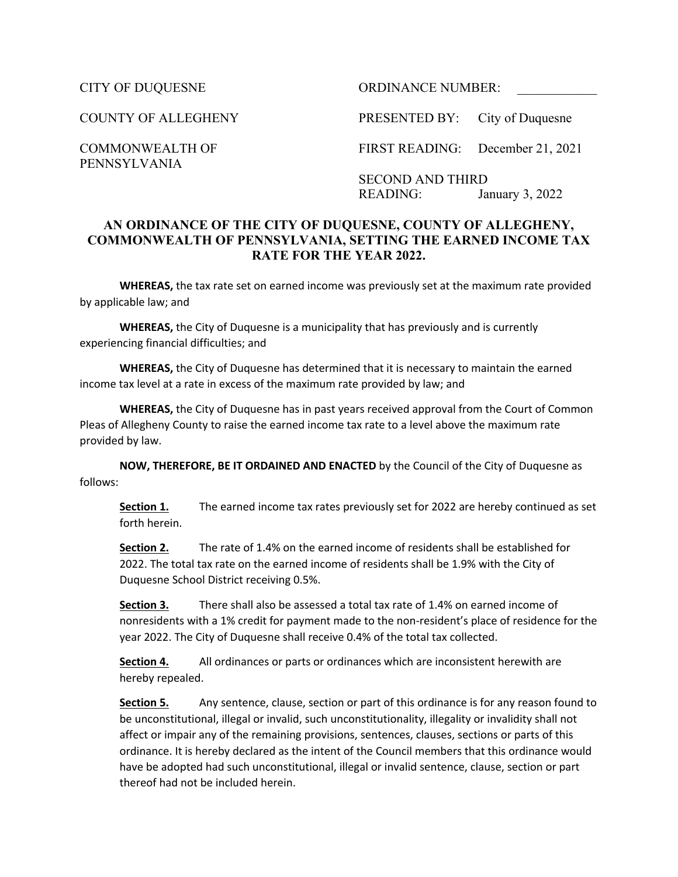CITY OF DUQUESNE

COUNTY OF ALLEGHENY

COMMONWEALTH OF PENNSYLVANIA

ORDINANCE NUMBER: ____________

PRESENTED BY: City of Duquesne

FIRST READING: December 21, 2021

SECOND AND THIRD READING: January 3, 2022

**AN ORDINANCE OF THE CITY OF DUQUESNE, COUNTY OF ALLEGHENY, COMMONWEALTH OF PENNSYLVANIA, SETTING THE EARNED INCOME TAX RATE FOR THE YEAR 2022.**

**WHEREAS,** the tax rate set on earned income was previously set at the maximum rate provided by applicable law; and

**WHEREAS,** the City of Duquesne is a municipality that has previously and is currently experiencing financial difficulties; and

**WHEREAS,** the City of Duquesne has determined that it is necessary to maintain the earned income tax level at a rate in excess of the maximum rate provided by law; and

**WHEREAS,** the City of Duquesne has in past years received approval from the Court of Common Pleas of Allegheny County to raise the earned income tax rate to a level above the maximum rate provided by law.

**NOW, THEREFORE, BE IT ORDAINED AND ENACTED** by the Council of the City of Duquesne as follows:

**Section 1.** The earned income tax rates previously set for 2022 are hereby continued as set forth herein.

**Section 2.** The rate of 1.4% on the earned income of residents shall be established for 2022. The total tax rate on the earned income of residents shall be 1.9% with the City of Duquesne School District receiving 0.5%.

**Section 3.** There shall also be assessed a total tax rate of 1.4% on earned income of nonresidents with a 1% credit for payment made to the non-resident's place of residence for the year 2022. The City of Duquesne shall receive 0.4% of the total tax collected.

**Section 4.** All ordinances or parts or ordinances which are inconsistent herewith are hereby repealed.

**Section 5.** Any sentence, clause, section or part of this ordinance is for any reason found to be unconstitutional, illegal or invalid, such unconstitutionality, illegality or invalidity shall not affect or impair any of the remaining provisions, sentences, clauses, sections or parts of this ordinance. It is hereby declared as the intent of the Council members that this ordinance would have be adopted had such unconstitutional, illegal or invalid sentence, clause, section or part thereof had not be included herein.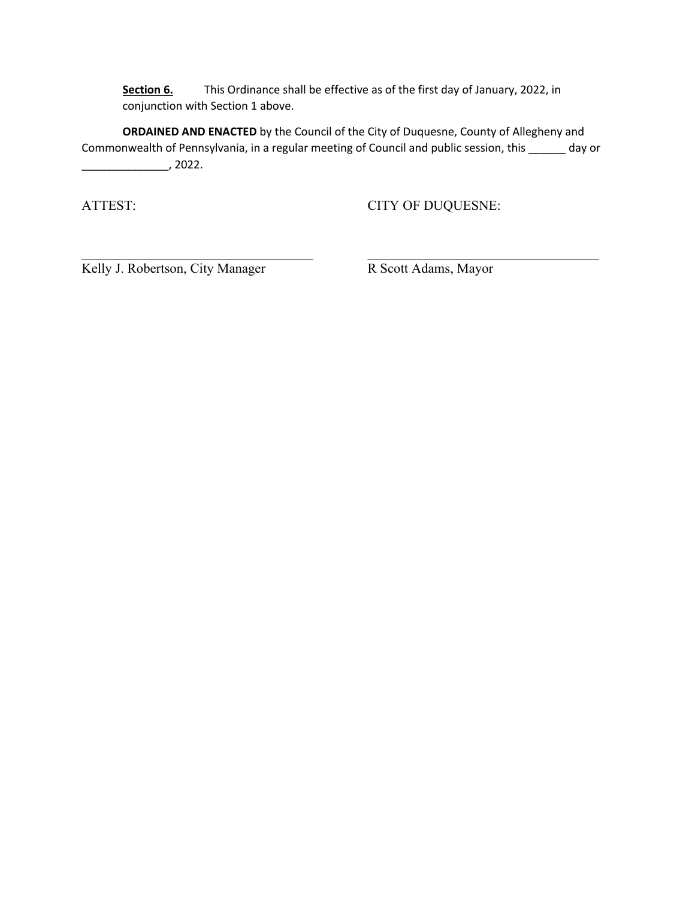**Section 6.** This Ordinance shall be effective as of the first day of January, 2022, in conjunction with Section 1 above.

**ORDAINED AND ENACTED** by the Council of the City of Duquesne, County of Allegheny and Commonwealth of Pennsylvania, in a regular meeting of Council and public session, this ______ day or ______________, 2022.

ATTEST: CITY OF DUQUESNE:

_____________________________________ _____________________________________

Kelly J. Robertson, City Manager R Scott Adams, Mayor